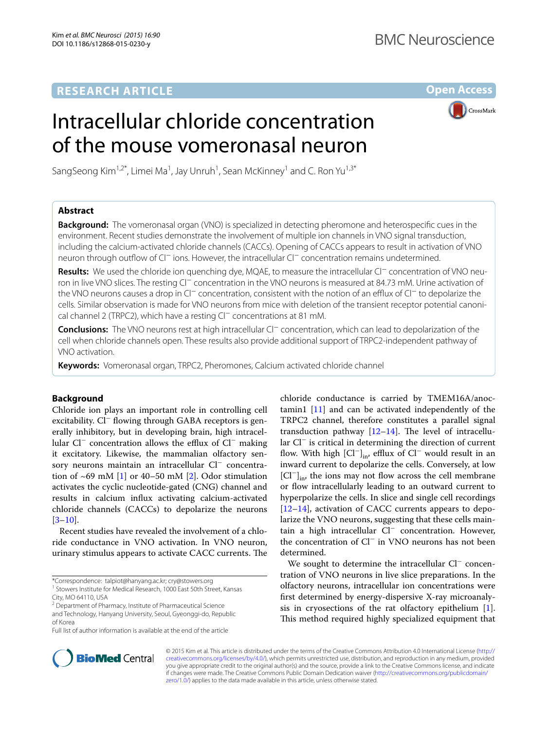RESEARCH ARTICLE

Open Access

# Intracellular chloride concentration of the mouse vomeronasal neuron

SangSeong Kim[1,2*], Limei Ma[1], Jay Unruh[1], Sean McKinney[1] and C. Ron Yu[1,3*]

## Abstract

**Background:** The vomeronasal organ (VNO) is specialized in detecting pheromone and heterospecific cues in the environment. Recent studies demonstrate the involvement of multiple ion channels in VNO signal transduction, including the calcium-activated chloride channels (CACCs). Opening of CACCs appears to result in activation of VNO neuron through outflow of $Cl^-$ ions. However, the intracellular $Cl^-$ concentration remains undetermined.

**Results:** We used the chloride ion quenching dye, MQAE, to measure the intracellular $Cl^-$ concentration of VNO neuron in live VNO slices. The resting $Cl^-$ concentration in the VNO neurons is measured at 84.73 mM. Urine activation of the VNO neurons causes a drop in $Cl^-$ concentration, consistent with the notion of an efflux of $Cl^-$ to depolarize the cells. Similar observation is made for VNO neurons from mice with deletion of the transient receptor potential canonical channel 2 (TRPC2), which have a resting $Cl^-$ concentrations at 81 mM.

**Conclusions:** The VNO neurons rest at high intracellular $Cl^-$ concentration, which can lead to depolarization of the cell when chloride channels open. These results also provide additional support of TRPC2-independent pathway of VNO activation.

**Keywords:** Vomeronasal organ, TRPC2, Pheromones, Calcium activated chloride channel

## Background

Chloride ion plays an important role in controlling cell excitability. $Cl^-$ flowing through GABA receptors is generally inhibitory, but in developing brain, high intracellular $Cl^-$ concentration allows the efflux of $Cl^-$ making it excitatory. Likewise, the mammalian olfactory sensory neurons maintain an intracellular $Cl^-$ concentration of ~69 mM [1] or 40–50 mM [2]. Odor stimulation activates the cyclic nucleotide-gated (CNG) channel and results in calcium influx activating calcium-activated chloride channels (CACCs) to depolarize the neurons [3–10].

Recent studies have revealed the involvement of a chloride conductance in VNO activation. In VNO neuron, urinary stimulus appears to activate CACC currents. The chloride conductance is carried by TMEM16A/anoctamin1 [11] and can be activated independently of the TRPC2 channel, therefore constitutes a parallel signal transduction pathway [12–14]. The level of intracellular $Cl^-$ is critical in determining the direction of current flow. With high $[Cl^-]_{in}$, efflux of $Cl^-$ would result in an inward current to depolarize the cells. Conversely, at low $[Cl^-]_{in}$, the ions may not flow across the cell membrane or flow intracellularly leading to an outward current to hyperpolarize the cells. In slice and single cell recordings [12–14], activation of CACC currents appears to depolarize the VNO neurons, suggesting that these cells maintain a high intracellular $Cl^-$ concentration. However, the concentration of $Cl^-$ in VNO neurons has not been determined.

We sought to determine the intracellular $Cl^-$ concentration of VNO neurons in live slice preparations. In the olfactory neurons, intracellular ion concentrations were first determined by energy-dispersive X-ray microanalysis in cryosections of the rat olfactory epithelium [1]. This method required highly specialized equipment that

*Correspondence: talpiot@hanyang.ac.kr; cry@stowers.org
[1] Stowers Institute for Medical Research, 1000 East 50th Street, Kansas City, MO 64110, USA
[2] Department of Pharmacy, Institute of Pharmaceutical Science and Technology, Hanyang University, Seoul, Gyeonggi-do, Republic of Korea
Full list of author information is available at the end of the article

© 2015 Kim et al. This article is distributed under the terms of the Creative Commons Attribution 4.0 International License (http://creativecommons.org/licenses/by/4.0/), which permits unrestricted use, distribution, and reproduction in any medium, provided you give appropriate credit to the original author(s) and the source, provide a link to the Creative Commons license, and indicate if changes were made. The Creative Commons Public Domain Dedication waiver (http://creativecommons.org/publicdomain/zero/1.0/) applies to the data made available in this article, unless otherwise stated.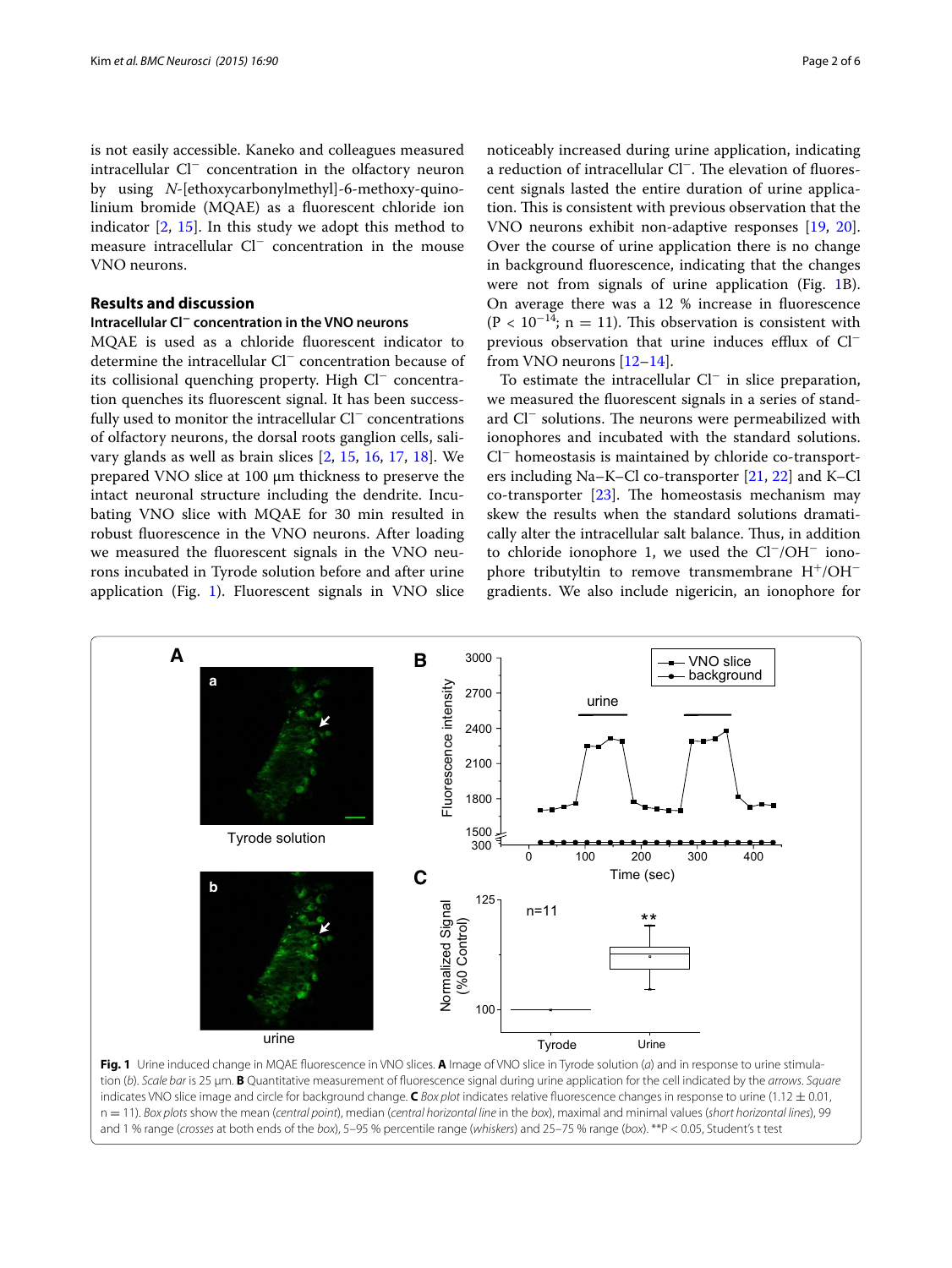is not easily accessible. Kaneko and colleagues measured intracellular $Cl^-$ concentration in the olfactory neuron by using *N*-[ethoxycarbonylmethyl]-6-methoxy-quinolinium bromide (MQAE) as a fluorescent chloride ion indicator [2, 15]. In this study we adopt this method to measure intracellular $Cl^-$ concentration in the mouse VNO neurons.

## Results and discussion

### Intracellular $Cl^-$ concentration in the VNO neurons

MQAE is used as a chloride fluorescent indicator to determine the intracellular $Cl^-$ concentration because of its collisional quenching property. High $Cl^-$ concentration quenches its fluorescent signal. It has been successfully used to monitor the intracellular $Cl^-$ concentrations of olfactory neurons, the dorsal roots ganglion cells, salivary glands as well as brain slices [2, 15, 16, 17, 18]. We prepared VNO slice at 100 µm thickness to preserve the intact neuronal structure including the dendrite. Incubating VNO slice with MQAE for 30 min resulted in robust fluorescence in the VNO neurons. After loading we measured the fluorescent signals in the VNO neurons incubated in Tyrode solution before and after urine application (Fig. 1). Fluorescent signals in VNO slice noticeably increased during urine application, indicating a reduction of intracellular $Cl^-$. The elevation of fluorescent signals lasted the entire duration of urine application. This is consistent with previous observation that the VNO neurons exhibit non-adaptive responses [19, 20]. Over the course of urine application there is no change in background fluorescence, indicating that the changes were not from signals of urine application (Fig. 1B). On average there was a 12 % increase in fluorescence ($P < 10^{-14}$; $n = 11$). This observation is consistent with previous observation that urine induces efflux of $Cl^-$ from VNO neurons [12–14].

To estimate the intracellular $Cl^-$ in slice preparation, we measured the fluorescent signals in a series of standard $Cl^-$ solutions. The neurons were permeabilized with ionophores and incubated with the standard solutions. $Cl^-$ homeostasis is maintained by chloride co-transporters including Na–K–Cl co-transporter [21, 22] and K–Cl co-transporter [23]. The homeostasis mechanism may skew the results when the standard solutions dramatically alter the intracellular salt balance. Thus, in addition to chloride ionophore 1, we used the $Cl^-/OH^-$ ionophore tributyltin to remove transmembrane $H^+/OH^-$ gradients. We also include nigericin, an ionophore for

**Fig. 1** Urine induced change in MQAE fluorescence in VNO slices. **A** Image of VNO slice in Tyrode solution (*a*) and in response to urine stimulation (*b*). *Scale bar* is 25 µm. **B** Quantitative measurement of fluorescence signal during urine application for the cell indicated by the *arrows*. *Square* indicates VNO slice image and circle for background change. **C** *Box plot* indicates relative fluorescence changes in response to urine (1.12 ± 0.01, n = 11). *Box plots* show the mean (*central point*), median (*central horizontal line* in the *box*), maximal and minimal values (*short horizontal lines*), 99 and 1 % range (*crosses* at both ends of the *box*), 5–95 % percentile range (*whiskers*) and 25–75 % range (*box*). **P < 0.05, Student's t test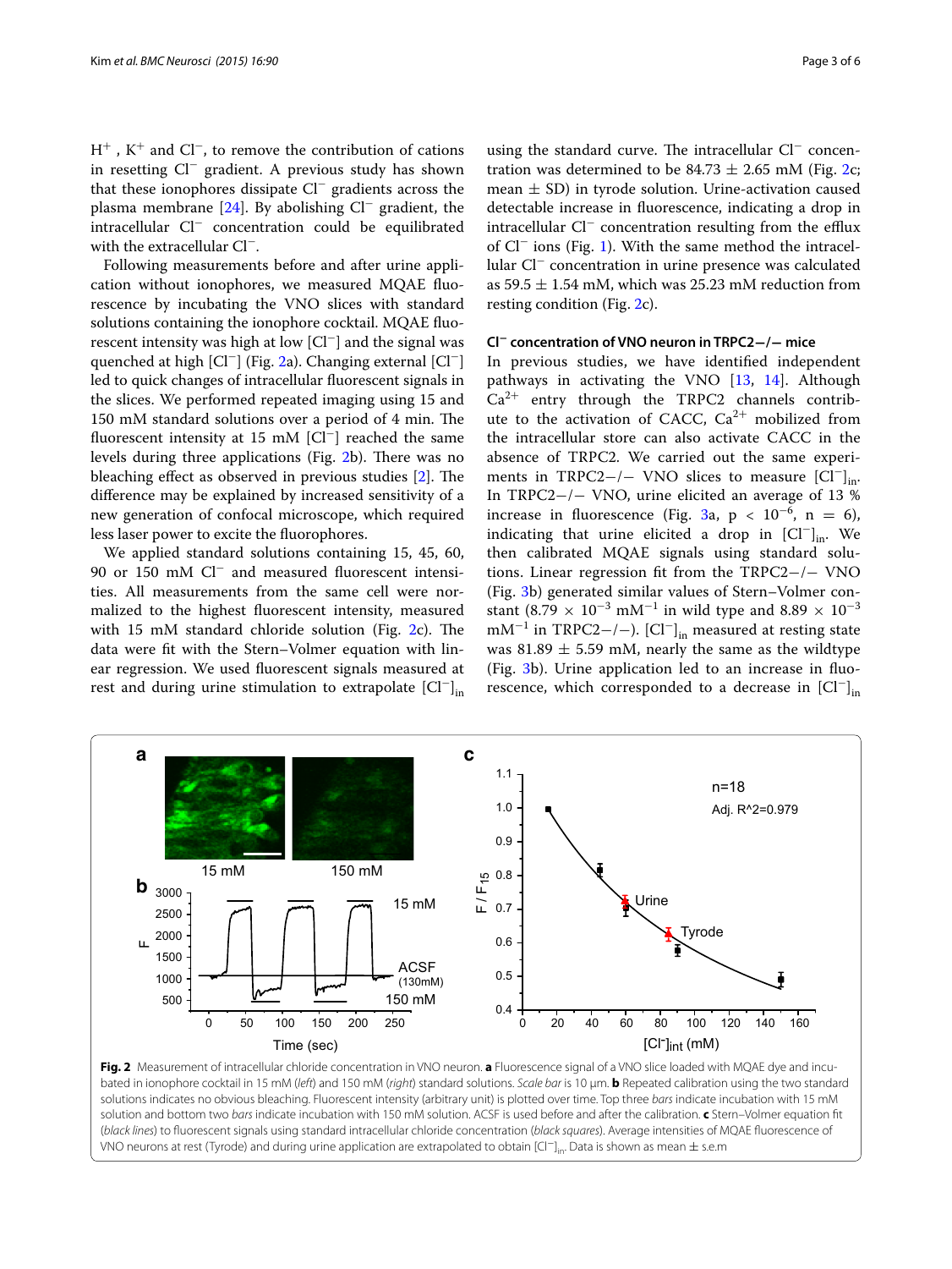$H^+$ , $K^+$ and $Cl^-$, to remove the contribution of cations in resetting $Cl^-$ gradient. A previous study has shown that these ionophores dissipate $Cl^-$ gradients across the plasma membrane [24]. By abolishing $Cl^-$ gradient, the intracellular $Cl^-$ concentration could be equilibrated with the extracellular $Cl^-$.

Following measurements before and after urine application without ionophores, we measured MQAE fluorescence by incubating the VNO slices with standard solutions containing the ionophore cocktail. MQAE fluorescent intensity was high at low $[Cl^-]$ and the signal was quenched at high $[Cl^-]$ (Fig. 2a). Changing external $[Cl^-]$ led to quick changes of intracellular fluorescent signals in the slices. We performed repeated imaging using 15 and 150 mM standard solutions over a period of 4 min. The fluorescent intensity at 15 mM $[Cl^-]$ reached the same levels during three applications (Fig. 2b). There was no bleaching effect as observed in previous studies [2]. The difference may be explained by increased sensitivity of a new generation of confocal microscope, which required less laser power to excite the fluorophores.

We applied standard solutions containing 15, 45, 60, 90 or 150 mM $Cl^-$ and measured fluorescent intensities. All measurements from the same cell were normalized to the highest fluorescent intensity, measured with 15 mM standard chloride solution (Fig. 2c). The data were fit with the Stern–Volmer equation with linear regression. We used fluorescent signals measured at rest and during urine stimulation to extrapolate $[Cl^-]_{in}$ using the standard curve. The intracellular $Cl^-$ concentration was determined to be 84.73 ± 2.65 mM (Fig. 2c; mean ± SD) in tyrode solution. Urine-activation caused detectable increase in fluorescence, indicating a drop in intracellular $Cl^-$ concentration resulting from the efflux of $Cl^-$ ions (Fig. 1). With the same method the intracellular $Cl^-$ concentration in urine presence was calculated as 59.5 ± 1.54 mM, which was 25.23 mM reduction from resting condition (Fig. 2c).

### $Cl^-$ concentration of VNO neuron in TRPC2−/− mice

In previous studies, we have identified independent pathways in activating the VNO [13, 14]. Although $Ca^{2+}$ entry through the TRPC2 channels contribute to the activation of CACC, $Ca^{2+}$ mobilized from the intracellular store can also activate CACC in the absence of TRPC2. We carried out the same experiments in TRPC2−/− VNO slices to measure $[Cl^-]_{in}$. In TRPC2−/− VNO, urine elicited an average of 13 % increase in fluorescence (Fig. 3a, $p < 10^{-6}$, $n = 6$), indicating that urine elicited a drop in $[Cl^-]_{in}$. We then calibrated MQAE signals using standard solutions. Linear regression fit from the TRPC2−/− VNO (Fig. 3b) generated similar values of Stern–Volmer constant ($8.79 \times 10^{-3}$ $mM^{-1}$ in wild type and $8.89 \times 10^{-3}$ $mM^{-1}$ in TRPC2−/−). $[Cl^-]_{in}$ measured at resting state was 81.89 ± 5.59 mM, nearly the same as the wildtype (Fig. 3b). Urine application led to an increase in fluorescence, which corresponded to a decrease in $[Cl^-]_{in}$

**Fig. 2** Measurement of intracellular chloride concentration in VNO neuron. **a** Fluorescence signal of a VNO slice loaded with MQAE dye and incubated in ionophore cocktail in 15 mM (*left*) and 150 mM (*right*) standard solutions. *Scale bar* is 10 μm. **b** Repeated calibration using the two standard solutions indicates no obvious bleaching. Fluorescent intensity (arbitrary unit) is plotted over time. Top three *bars* indicate incubation with 15 mM solution and bottom two *bars* indicate incubation with 150 mM solution. ACSF is used before and after the calibration. **c** Stern–Volmer equation fit (*black lines*) to fluorescent signals using standard intracellular chloride concentration (*black squares*). Average intensities of MQAE fluorescence of VNO neurons at rest (Tyrode) and during urine application are extrapolated to obtain $[Cl^-]_{in}$. Data is shown as mean ± s.e.m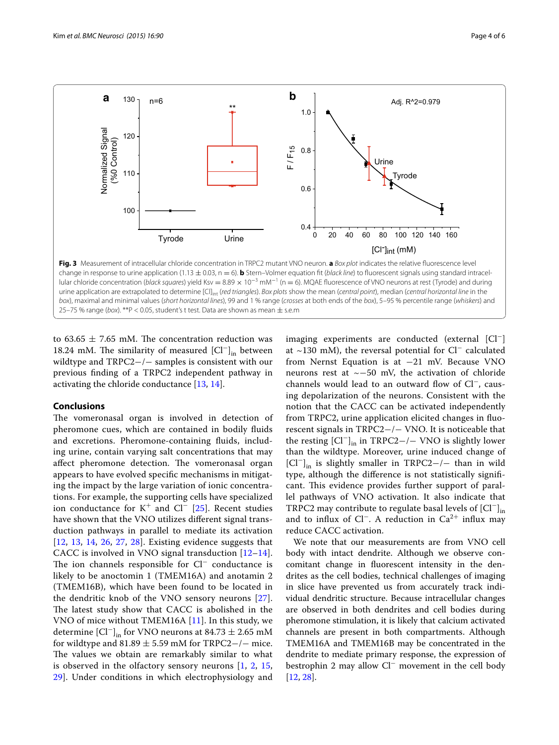**Fig. 3** Measurement of intracellular chloride concentration in TRPC2 mutant VNO neuron. **a** *Box plot* indicates the relative fluorescence level change in response to urine application (1.13 ± 0.03, n = 6). **b** Stern–Volmer equation fit (*black line*) to fluorescent signals using standard intracellular chloride concentration (*black squares*) yield Ksv = 8.89 × $10^{-3}$ $mM^{-1}$ (n = 6). MQAE fluorescence of VNO neurons at rest (Tyrode) and during urine application are extrapolated to determine $[Cl]_{int}$ (*red triangles*). *Box plots* show the mean (*central point*), median (*central horizontal line* in the *box*), maximal and minimal values (*short horizontal lines*), 99 and 1 % range (*crosses* at both ends of the *box*), 5–95 % percentile range (*whiskers*) and 25–75 % range (*box*). **P < 0.05, student's t test. Data are shown as mean ± s.e.m

to 63.65 ± 7.65 mM. The concentration reduction was 18.24 mM. The similarity of measured $[Cl^-]_{in}$ between wildtype and TRPC2−/− samples is consistent with our previous finding of a TRPC2 independent pathway in activating the chloride conductance [13, 14].

## Conclusions

The vomeronasal organ is involved in detection of pheromone cues, which are contained in bodily fluids and excretions. Pheromone-containing fluids, including urine, contain varying salt concentrations that may affect pheromone detection. The vomeronasal organ appears to have evolved specific mechanisms in mitigating the impact by the large variation of ionic concentrations. For example, the supporting cells have specialized ion conductance for $K^+$ and $Cl^-$ [25]. Recent studies have shown that the VNO utilizes different signal transduction pathways in parallel to mediate its activation [12, 13, 14, 26, 27, 28]. Existing evidence suggests that CACC is involved in VNO signal transduction [12–14]. The ion channels responsible for $Cl^-$ conductance is likely to be anoctomin 1 (TMEM16A) and anotamin 2 (TMEM16B), which have been found to be located in the dendritic knob of the VNO sensory neurons [27]. The latest study show that CACC is abolished in the VNO of mice without TMEM16A [11]. In this study, we determine $[Cl^-]_{in}$ for VNO neurons at 84.73 ± 2.65 mM for wildtype and 81.89 ± 5.59 mM for TRPC2−/− mice. The values we obtain are remarkably similar to what is observed in the olfactory sensory neurons [1, 2, 15, 29]. Under conditions in which electrophysiology and imaging experiments are conducted (external $[Cl^-]$ at ~130 mM), the reversal potential for $Cl^-$ calculated from Nernst Equation is at −21 mV. Because VNO neurons rest at ~−50 mV, the activation of chloride channels would lead to an outward flow of $Cl^-$, causing depolarization of the neurons. Consistent with the notion that the CACC can be activated independently from TRPC2, urine application elicited changes in fluorescent signals in TRPC2−/− VNO. It is noticeable that the resting $[Cl^-]_{in}$ in TRPC2−/− VNO is slightly lower than the wildtype. Moreover, urine induced change of $[Cl^-]_{in}$ is slightly smaller in TRPC2−/− than in wild type, although the difference is not statistically significant. This evidence provides further support of parallel pathways of VNO activation. It also indicate that TRPC2 may contribute to regulate basal levels of $[Cl^-]_{in}$ and to influx of $Cl^-$. A reduction in $Ca^{2+}$ influx may reduce CACC activation.

We note that our measurements are from VNO cell body with intact dendrite. Although we observe concomitant change in fluorescent intensity in the dendrites as the cell bodies, technical challenges of imaging in slice have prevented us from accurately track individual dendritic structure. Because intracellular changes are observed in both dendrites and cell bodies during pheromone stimulation, it is likely that calcium activated channels are present in both compartments. Although TMEM16A and TMEM16B may be concentrated in the dendrite to mediate primary response, the expression of bestrophin 2 may allow $Cl^-$ movement in the cell body [12, 28].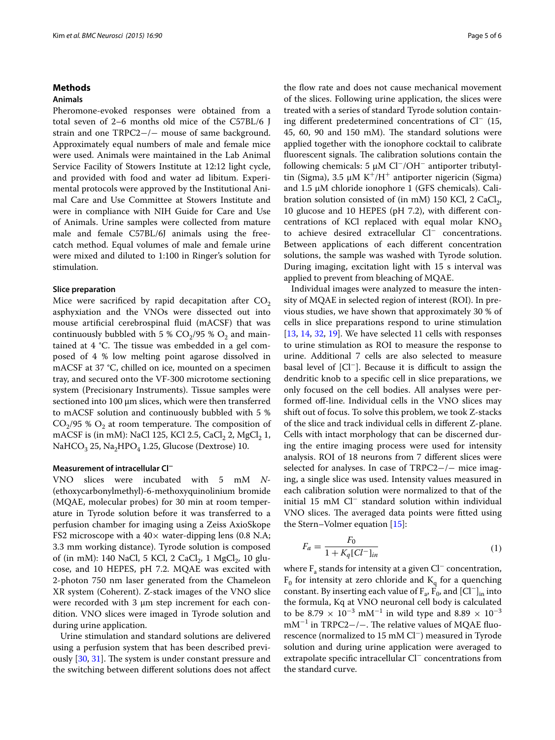## Methods

### Animals

Pheromone-evoked responses were obtained from a total seven of 2–6 months old mice of the C57BL/6 J strain and one TRPC2−/− mouse of same background. Approximately equal numbers of male and female mice were used. Animals were maintained in the Lab Animal Service Facility of Stowers Institute at 12:12 light cycle, and provided with food and water ad libitum. Experimental protocols were approved by the Institutional Animal Care and Use Committee at Stowers Institute and were in compliance with NIH Guide for Care and Use of Animals. Urine samples were collected from mature male and female C57BL/6J animals using the free-catch method. Equal volumes of male and female urine were mixed and diluted to 1:100 in Ringer's solution for stimulation.

### Slice preparation

Mice were sacrificed by rapid decapitation after $CO_2$ asphyxiation and the VNOs were dissected out into mouse artificial cerebrospinal fluid (mACSF) that was continuously bubbled with 5 % $CO_2$/95 % $O_2$ and maintained at 4 °C. The tissue was embedded in a gel composed of 4 % low melting point agarose dissolved in mACSF at 37 °C, chilled on ice, mounted on a specimen tray, and secured onto the VF-300 microtome sectioning system (Precisionary Instruments). Tissue samples were sectioned into 100 µm slices, which were then transferred to mACSF solution and continuously bubbled with 5 % $CO_2$/95 % $O_2$ at room temperature. The composition of mACSF is (in mM): NaCl 125, KCl 2.5, $CaCl_2$ 2, $MgCl_2$ 1, $NaHCO_3$ 25, $Na_2HPO_4$ 1.25, Glucose (Dextrose) 10.

### Measurement of intracellular $Cl^-$

VNO slices were incubated with 5 mM *N*-(ethoxycarbonylmethyl)-6-methoxyquinolinium bromide (MQAE, molecular probes) for 30 min at room temperature in Tyrode solution before it was transferred to a perfusion chamber for imaging using a Zeiss AxioSkope FS2 microscope with a 40× water-dipping lens (0.8 N.A; 3.3 mm working distance). Tyrode solution is composed of (in mM): 140 NaCl, 5 KCl, 2 $CaCl_2$, 1 $MgCl_2$, 10 glucose, and 10 HEPES, pH 7.2. MQAE was excited with 2-photon 750 nm laser generated from the Chameleon XR system (Coherent). Z-stack images of the VNO slice were recorded with 3 µm step increment for each condition. VNO slices were imaged in Tyrode solution and during urine application.

Urine stimulation and standard solutions are delivered using a perfusion system that has been described previously [30, 31]. The system is under constant pressure and the switching between different solutions does not affect the flow rate and does not cause mechanical movement of the slices. Following urine application, the slices were treated with a series of standard Tyrode solution containing different predetermined concentrations of $Cl^-$ (15, 45, 60, 90 and 150 mM). The standard solutions were applied together with the ionophore cocktail to calibrate fluorescent signals. The calibration solutions contain the following chemicals: 5 µM $Cl^-/OH^-$ antiporter tributyltin (Sigma), 3.5 µM $K^+/H^+$ antiporter nigericin (Sigma) and 1.5 µM chloride ionophore 1 (GFS chemicals). Calibration solution consisted of (in mM) 150 KCl, 2 $CaCl_2$, 10 glucose and 10 HEPES (pH 7.2), with different concentrations of KCl replaced with equal molar $KNO_3$ to achieve desired extracellular $Cl^-$ concentrations. Between applications of each different concentration solutions, the sample was washed with Tyrode solution. During imaging, excitation light with 15 s interval was applied to prevent from bleaching of MQAE.

Individual images were analyzed to measure the intensity of MQAE in selected region of interest (ROI). In previous studies, we have shown that approximately 30 % of cells in slice preparations respond to urine stimulation [13, 14, 32, 19]. We have selected 11 cells with responses to urine stimulation as ROI to measure the response to urine. Additional 7 cells are also selected to measure basal level of $[Cl^-]$. Because it is difficult to assign the dendritic knob to a specific cell in slice preparations, we only focused on the cell bodies. All analyses were performed off-line. Individual cells in the VNO slices may shift out of focus. To solve this problem, we took Z-stacks of the slice and track individual cells in different Z-plane. Cells with intact morphology that can be discerned during the entire imaging process were used for intensity analysis. ROI of 18 neurons from 7 different slices were selected for analyses. In case of TRPC2−/− mice imaging, a single slice was used. Intensity values measured in each calibration solution were normalized to that of the initial 15 mM $Cl^-$ standard solution within individual VNO slices. The averaged data points were fitted using the Stern–Volmer equation [15]:

$$F_a = \frac{F_0}{1 + K_q[Cl^-]_{in}} \tag{1}$$

where $F_a$ stands for intensity at a given $Cl^-$ concentration, $F_0$ for intensity at zero chloride and $K_q$ for a quenching constant. By inserting each value of $F_a$, $F_0$, and $[Cl^-]_{in}$ into the formula, Kq at VNO neuronal cell body is calculated to be $8.79 \times 10^{-3}$ $mM^{-1}$ in wild type and $8.89 \times 10^{-3}$ $mM^{-1}$ in TRPC2−/−. The relative values of MQAE fluorescence (normalized to 15 mM $Cl^-$) measured in Tyrode solution and during urine application were averaged to extrapolate specific intracellular $Cl^-$ concentrations from the standard curve.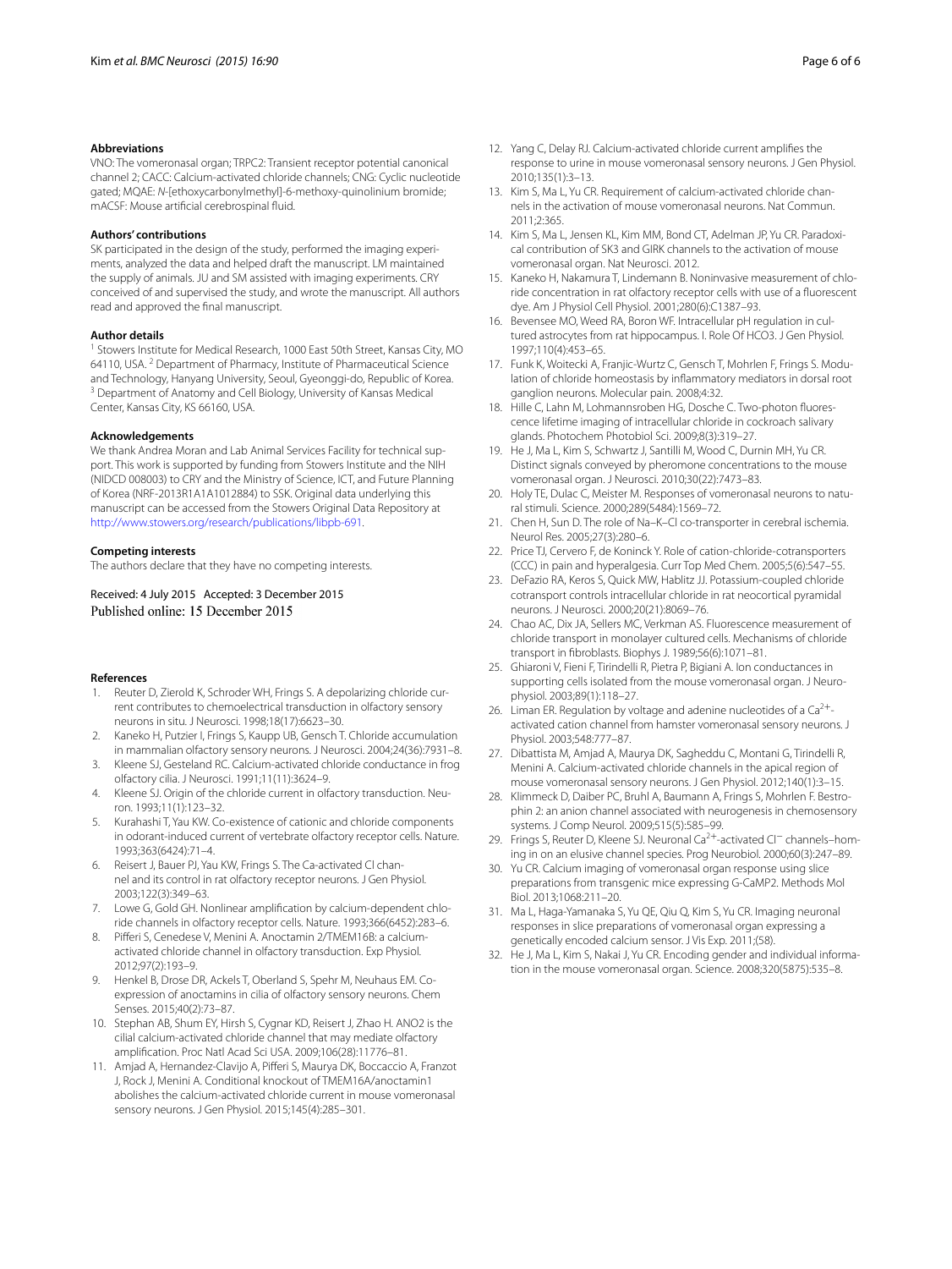### Abbreviations

VNO: The vomeronasal organ; TRPC2: Transient receptor potential canonical channel 2; CACC: Calcium-activated chloride channels; CNG: Cyclic nucleotide gated; MQAE: *N*-[ethoxycarbonylmethyl]-6-methoxy-quinolinium bromide; mACSF: Mouse artificial cerebrospinal fluid.

### Authors' contributions

SK participated in the design of the study, performed the imaging experiments, analyzed the data and helped draft the manuscript. LM maintained the supply of animals. JU and SM assisted with imaging experiments. CRY conceived of and supervised the study, and wrote the manuscript. All authors read and approved the final manuscript.

### Author details

[1] Stowers Institute for Medical Research, 1000 East 50th Street, Kansas City, MO 64110, USA. [2] Department of Pharmacy, Institute of Pharmaceutical Science and Technology, Hanyang University, Seoul, Gyeonggi-do, Republic of Korea. [3] Department of Anatomy and Cell Biology, University of Kansas Medical Center, Kansas City, KS 66160, USA.

### Acknowledgements

We thank Andrea Moran and Lab Animal Services Facility for technical support. This work is supported by funding from Stowers Institute and the NIH (NIDCD 008003) to CRY and the Ministry of Science, ICT, and Future Planning of Korea (NRF-2013R1A1A1012884) to SSK. Original data underlying this manuscript can be accessed from the Stowers Original Data Repository at http://www.stowers.org/research/publications/libpb-691.

### Competing interests

The authors declare that they have no competing interests.

Received: 4 July 2015 Accepted: 3 December 2015
Published online: 15 December 2015

### References

1. Reuter D, Zierold K, Schroder WH, Frings S. A depolarizing chloride current contributes to chemoelectrical transduction in olfactory sensory neurons in situ. J Neurosci. 1998;18(17):6623–30.
2. Kaneko H, Putzier I, Frings S, Kaupp UB, Gensch T. Chloride accumulation in mammalian olfactory sensory neurons. J Neurosci. 2004;24(36):7931–8.
3. Kleene SJ, Gesteland RC. Calcium-activated chloride conductance in frog olfactory cilia. J Neurosci. 1991;11(11):3624–9.
4. Kleene SJ. Origin of the chloride current in olfactory transduction. Neuron. 1993;11(1):123–32.
5. Kurahashi T, Yau KW. Co-existence of cationic and chloride components in odorant-induced current of vertebrate olfactory receptor cells. Nature. 1993;363(6424):71–4.
6. Reisert J, Bauer PJ, Yau KW, Frings S. The Ca-activated Cl channel and its control in rat olfactory receptor neurons. J Gen Physiol. 2003;122(3):349–63.
7. Lowe G, Gold GH. Nonlinear amplification by calcium-dependent chloride channels in olfactory receptor cells. Nature. 1993;366(6452):283–6.
8. Pifferi S, Cenedese V, Menini A. Anoctamin 2/TMEM16B: a calcium-activated chloride channel in olfactory transduction. Exp Physiol. 2012;97(2):193–9.
9. Henkel B, Drose DR, Ackels T, Oberland S, Spehr M, Neuhaus EM. Co-expression of anoctamins in cilia of olfactory sensory neurons. Chem Senses. 2015;40(2):73–87.
10. Stephan AB, Shum EY, Hirsh S, Cygnar KD, Reisert J, Zhao H. ANO2 is the cilial calcium-activated chloride channel that may mediate olfactory amplification. Proc Natl Acad Sci USA. 2009;106(28):11776–81.
11. Amjad A, Hernandez-Clavijo A, Pifferi S, Maurya DK, Boccaccio A, Franzot J, Rock J, Menini A. Conditional knockout of TMEM16A/anoctamin1 abolishes the calcium-activated chloride current in mouse vomeronasal sensory neurons. J Gen Physiol. 2015;145(4):285–301.
12. Yang C, Delay RJ. Calcium-activated chloride current amplifies the response to urine in mouse vomeronasal sensory neurons. J Gen Physiol. 2010;135(1):3–13.
13. Kim S, Ma L, Yu CR. Requirement of calcium-activated chloride channels in the activation of mouse vomeronasal neurons. Nat Commun. 2011;2:365.
14. Kim S, Ma L, Jensen KL, Kim MM, Bond CT, Adelman JP, Yu CR. Paradoxical contribution of SK3 and GIRK channels to the activation of mouse vomeronasal organ. Nat Neurosci. 2012.
15. Kaneko H, Nakamura T, Lindemann B. Noninvasive measurement of chloride concentration in rat olfactory receptor cells with use of a fluorescent dye. Am J Physiol Cell Physiol. 2001;280(6):C1387–93.
16. Bevensee MO, Weed RA, Boron WF. Intracellular pH regulation in cultured astrocytes from rat hippocampus. I. Role Of HCO3. J Gen Physiol. 1997;110(4):453–65.
17. Funk K, Woitecki A, Franjic-Wurtz C, Gensch T, Mohrlen F, Frings S. Modulation of chloride homeostasis by inflammatory mediators in dorsal root ganglion neurons. Molecular pain. 2008;4:32.
18. Hille C, Lahn M, Lohmannsroben HG, Dosche C. Two-photon fluorescence lifetime imaging of intracellular chloride in cockroach salivary glands. Photochem Photobiol Sci. 2009;8(3):319–27.
19. He J, Ma L, Kim S, Schwartz J, Santilli M, Wood C, Durnin MH, Yu CR. Distinct signals conveyed by pheromone concentrations to the mouse vomeronasal organ. J Neurosci. 2010;30(22):7473–83.
20. Holy TE, Dulac C, Meister M. Responses of vomeronasal neurons to natural stimuli. Science. 2000;289(5484):1569–72.
21. Chen H, Sun D. The role of Na–K–Cl co-transporter in cerebral ischemia. Neurol Res. 2005;27(3):280–6.
22. Price TJ, Cervero F, de Koninck Y. Role of cation-chloride-cotransporters (CCC) in pain and hyperalgesia. Curr Top Med Chem. 2005;5(6):547–55.
23. DeFazio RA, Keros S, Quick MW, Hablitz JJ. Potassium-coupled chloride cotransport controls intracellular chloride in rat neocortical pyramidal neurons. J Neurosci. 2000;20(21):8069–76.
24. Chao AC, Dix JA, Sellers MC, Verkman AS. Fluorescence measurement of chloride transport in monolayer cultured cells. Mechanisms of chloride transport in fibroblasts. Biophys J. 1989;56(6):1071–81.
25. Ghiaroni V, Fieni F, Tirindelli R, Pietra P, Bigiani A. Ion conductances in supporting cells isolated from the mouse vomeronasal organ. J Neurophysiol. 2003;89(1):118–27.
26. Liman ER. Regulation by voltage and adenine nucleotides of a $Ca^{2+}$-activated cation channel from hamster vomeronasal sensory neurons. J Physiol. 2003;548:777–87.
27. Dibattista M, Amjad A, Maurya DK, Sagheddu C, Montani G, Tirindelli R, Menini A. Calcium-activated chloride channels in the apical region of mouse vomeronasal sensory neurons. J Gen Physiol. 2012;140(1):3–15.
28. Klimmeck D, Daiber PC, Bruhl A, Baumann A, Frings S, Mohrlen F. Bestrophin 2: an anion channel associated with neurogenesis in chemosensory systems. J Comp Neurol. 2009;515(5):585–99.
29. Frings S, Reuter D, Kleene SJ. Neuronal $Ca^{2+}$-activated $Cl^{-}$ channels–homing in on an elusive channel species. Prog Neurobiol. 2000;60(3):247–89.
30. Yu CR. Calcium imaging of vomeronasal organ response using slice preparations from transgenic mice expressing G-CaMP2. Methods Mol Biol. 2013;1068:211–20.
31. Ma L, Haga-Yamanaka S, Yu QE, Qiu Q, Kim S, Yu CR. Imaging neuronal responses in slice preparations of vomeronasal organ expressing a genetically encoded calcium sensor. J Vis Exp. 2011;(58).
32. He J, Ma L, Kim S, Nakai J, Yu CR. Encoding gender and individual information in the mouse vomeronasal organ. Science. 2008;320(5875):535–8.